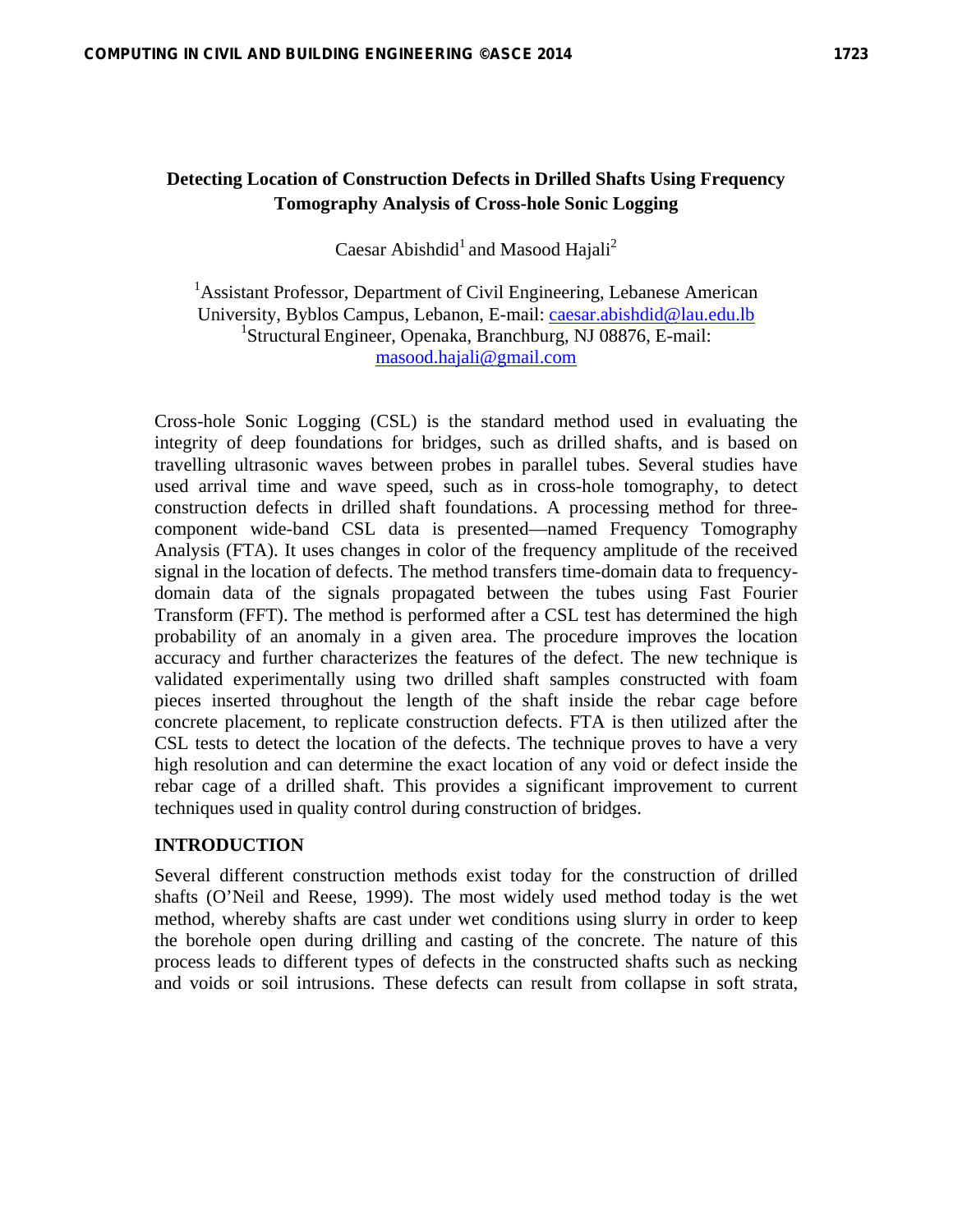# Detecting Location of Construction Defects in Drilled Shafts Using Frequency Tomography Analysis of Cross-hole Sonic Logging

Caesar Abishdid[1] and Masood Hajali[2]

[1]Assistant Professor, Department of Civil Engineering, Lebanese American University, Byblos Campus, Lebanon, E-mail: caesar.abishdid@lau.edu.lb
[1]Structural Engineer, Openaka, Branchburg, NJ 08876, E-mail: masood.hajali@gmail.com

Cross-hole Sonic Logging (CSL) is the standard method used in evaluating the integrity of deep foundations for bridges, such as drilled shafts, and is based on travelling ultrasonic waves between probes in parallel tubes. Several studies have used arrival time and wave speed, such as in cross-hole tomography, to detect construction defects in drilled shaft foundations. A processing method for three-component wide-band CSL data is presented—named Frequency Tomography Analysis (FTA). It uses changes in color of the frequency amplitude of the received signal in the location of defects. The method transfers time-domain data to frequency-domain data of the signals propagated between the tubes using Fast Fourier Transform (FFT). The method is performed after a CSL test has determined the high probability of an anomaly in a given area. The procedure improves the location accuracy and further characterizes the features of the defect. The new technique is validated experimentally using two drilled shaft samples constructed with foam pieces inserted throughout the length of the shaft inside the rebar cage before concrete placement, to replicate construction defects. FTA is then utilized after the CSL tests to detect the location of the defects. The technique proves to have a very high resolution and can determine the exact location of any void or defect inside the rebar cage of a drilled shaft. This provides a significant improvement to current techniques used in quality control during construction of bridges.

## INTRODUCTION

Several different construction methods exist today for the construction of drilled shafts (O'Neil and Reese, 1999). The most widely used method today is the wet method, whereby shafts are cast under wet conditions using slurry in order to keep the borehole open during drilling and casting of the concrete. The nature of this process leads to different types of defects in the constructed shafts such as necking and voids or soil intrusions. These defects can result from collapse in soft strata,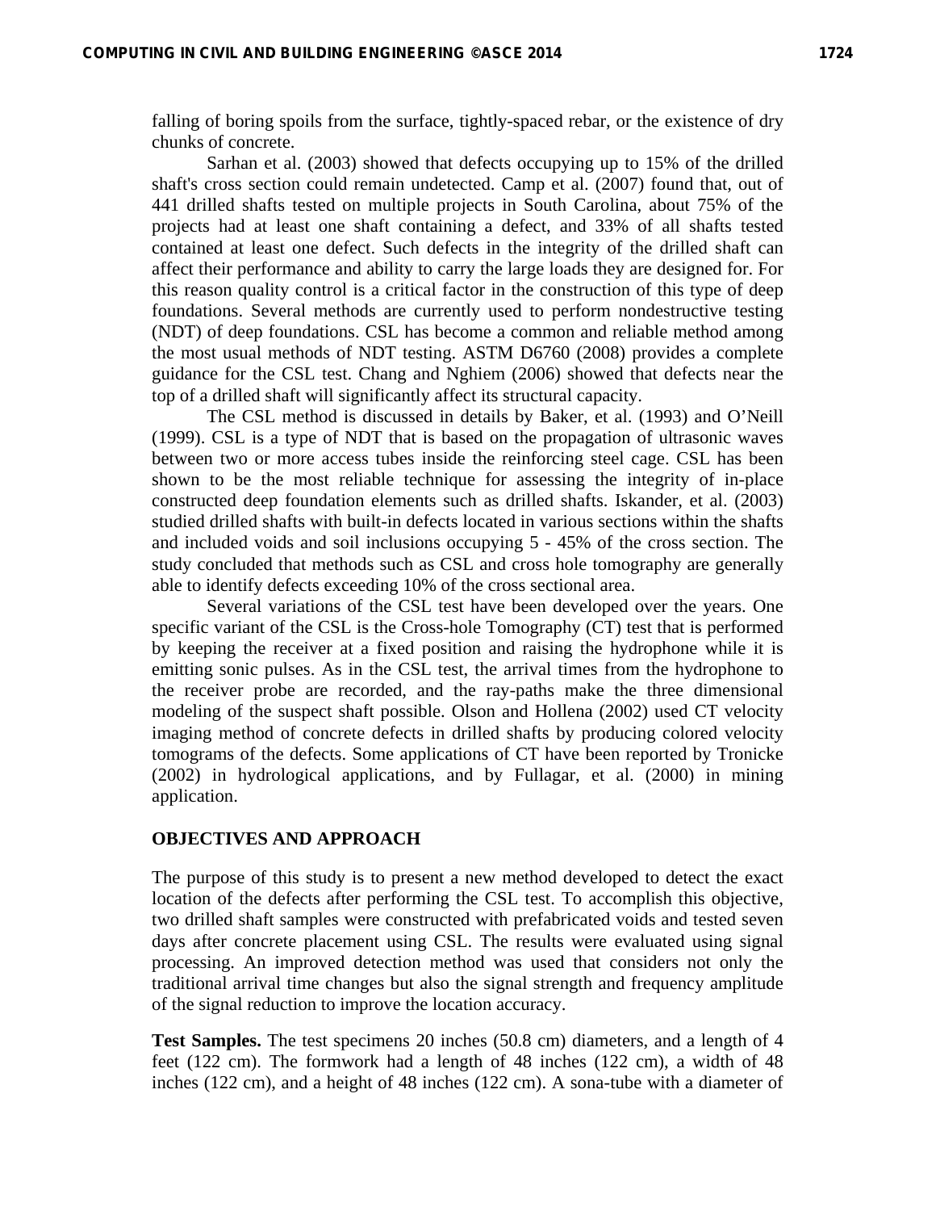falling of boring spoils from the surface, tightly-spaced rebar, or the existence of dry chunks of concrete.

Sarhan et al. (2003) showed that defects occupying up to 15% of the drilled shaft's cross section could remain undetected. Camp et al. (2007) found that, out of 441 drilled shafts tested on multiple projects in South Carolina, about 75% of the projects had at least one shaft containing a defect, and 33% of all shafts tested contained at least one defect. Such defects in the integrity of the drilled shaft can affect their performance and ability to carry the large loads they are designed for. For this reason quality control is a critical factor in the construction of this type of deep foundations. Several methods are currently used to perform nondestructive testing (NDT) of deep foundations. CSL has become a common and reliable method among the most usual methods of NDT testing. ASTM D6760 (2008) provides a complete guidance for the CSL test. Chang and Nghiem (2006) showed that defects near the top of a drilled shaft will significantly affect its structural capacity.

The CSL method is discussed in details by Baker, et al. (1993) and O'Neill (1999). CSL is a type of NDT that is based on the propagation of ultrasonic waves between two or more access tubes inside the reinforcing steel cage. CSL has been shown to be the most reliable technique for assessing the integrity of in-place constructed deep foundation elements such as drilled shafts. Iskander, et al. (2003) studied drilled shafts with built-in defects located in various sections within the shafts and included voids and soil inclusions occupying 5 - 45% of the cross section. The study concluded that methods such as CSL and cross hole tomography are generally able to identify defects exceeding 10% of the cross sectional area.

Several variations of the CSL test have been developed over the years. One specific variant of the CSL is the Cross-hole Tomography (CT) test that is performed by keeping the receiver at a fixed position and raising the hydrophone while it is emitting sonic pulses. As in the CSL test, the arrival times from the hydrophone to the receiver probe are recorded, and the ray-paths make the three dimensional modeling of the suspect shaft possible. Olson and Hollena (2002) used CT velocity imaging method of concrete defects in drilled shafts by producing colored velocity tomograms of the defects. Some applications of CT have been reported by Tronicke (2002) in hydrological applications, and by Fullagar, et al. (2000) in mining application.

## OBJECTIVES AND APPROACH

The purpose of this study is to present a new method developed to detect the exact location of the defects after performing the CSL test. To accomplish this objective, two drilled shaft samples were constructed with prefabricated voids and tested seven days after concrete placement using CSL. The results were evaluated using signal processing. An improved detection method was used that considers not only the traditional arrival time changes but also the signal strength and frequency amplitude of the signal reduction to improve the location accuracy.

**Test Samples.** The test specimens 20 inches (50.8 cm) diameters, and a length of 4 feet (122 cm). The formwork had a length of 48 inches (122 cm), a width of 48 inches (122 cm), and a height of 48 inches (122 cm). A sona-tube with a diameter of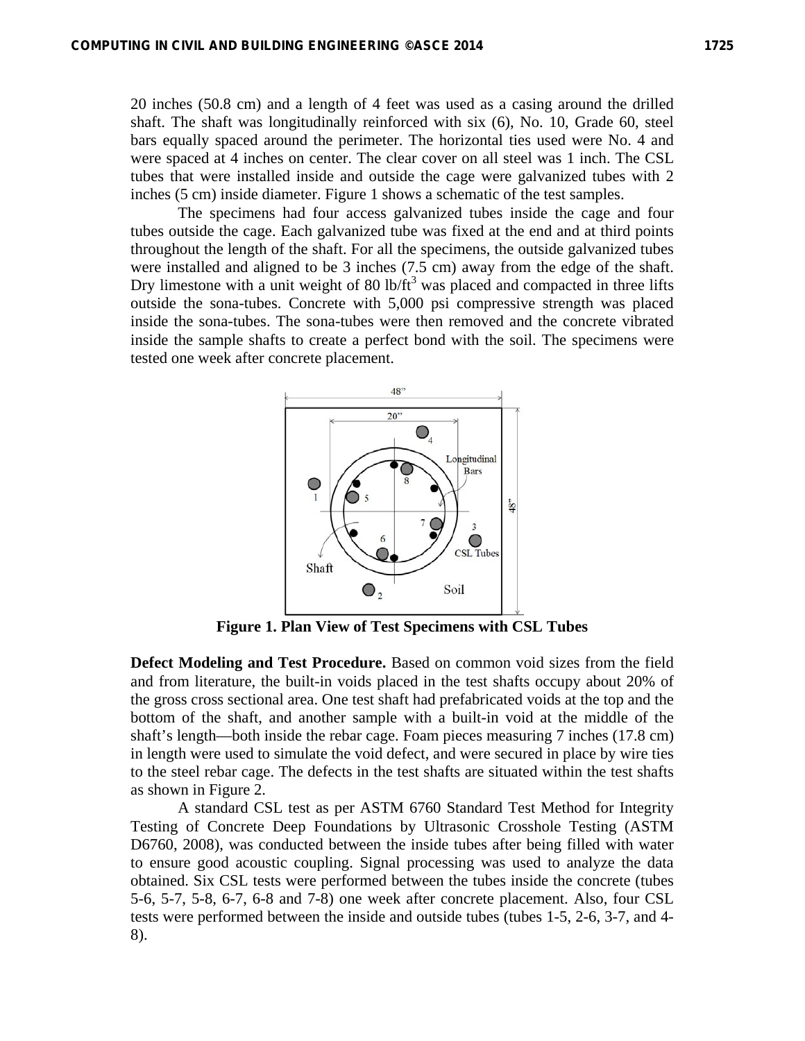20 inches (50.8 cm) and a length of 4 feet was used as a casing around the drilled shaft. The shaft was longitudinally reinforced with six (6), No. 10, Grade 60, steel bars equally spaced around the perimeter. The horizontal ties used were No. 4 and were spaced at 4 inches on center. The clear cover on all steel was 1 inch. The CSL tubes that were installed inside and outside the cage were galvanized tubes with 2 inches (5 cm) inside diameter. Figure 1 shows a schematic of the test samples.

The specimens had four access galvanized tubes inside the cage and four tubes outside the cage. Each galvanized tube was fixed at the end and at third points throughout the length of the shaft. For all the specimens, the outside galvanized tubes were installed and aligned to be 3 inches (7.5 cm) away from the edge of the shaft. Dry limestone with a unit weight of 80 lb/ft$^3$ was placed and compacted in three lifts outside the sona-tubes. Concrete with 5,000 psi compressive strength was placed inside the sona-tubes. The sona-tubes were then removed and the concrete vibrated inside the sample shafts to create a perfect bond with the soil. The specimens were tested one week after concrete placement.

**Figure 1. Plan View of Test Specimens with CSL Tubes**

**Defect Modeling and Test Procedure.** Based on common void sizes from the field and from literature, the built-in voids placed in the test shafts occupy about 20% of the gross cross sectional area. One test shaft had prefabricated voids at the top and the bottom of the shaft, and another sample with a built-in void at the middle of the shaft's length—both inside the rebar cage. Foam pieces measuring 7 inches (17.8 cm) in length were used to simulate the void defect, and were secured in place by wire ties to the steel rebar cage. The defects in the test shafts are situated within the test shafts as shown in Figure 2.

A standard CSL test as per ASTM 6760 Standard Test Method for Integrity Testing of Concrete Deep Foundations by Ultrasonic Crosshole Testing (ASTM D6760, 2008), was conducted between the inside tubes after being filled with water to ensure good acoustic coupling. Signal processing was used to analyze the data obtained. Six CSL tests were performed between the tubes inside the concrete (tubes 5-6, 5-7, 5-8, 6-7, 6-8 and 7-8) one week after concrete placement. Also, four CSL tests were performed between the inside and outside tubes (tubes 1-5, 2-6, 3-7, and 4-8).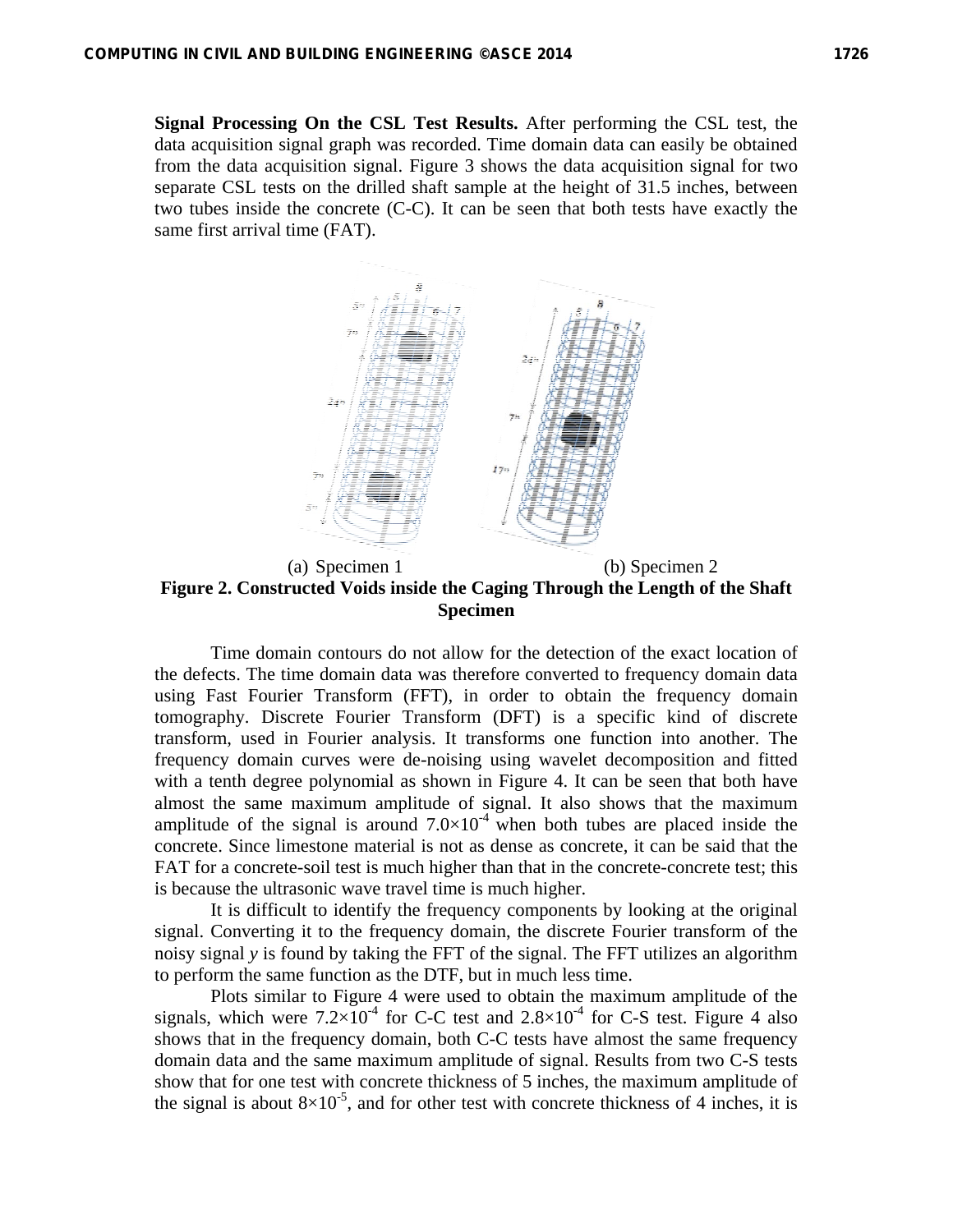**Signal Processing On the CSL Test Results.** After performing the CSL test, the data acquisition signal graph was recorded. Time domain data can easily be obtained from the data acquisition signal. Figure 3 shows the data acquisition signal for two separate CSL tests on the drilled shaft sample at the height of 31.5 inches, between two tubes inside the concrete (C-C). It can be seen that both tests have exactly the same first arrival time (FAT).

(a) Specimen 1 (b) Specimen 2

**Figure 2. Constructed Voids inside the Caging Through the Length of the Shaft Specimen**

Time domain contours do not allow for the detection of the exact location of the defects. The time domain data was therefore converted to frequency domain data using Fast Fourier Transform (FFT), in order to obtain the frequency domain tomography. Discrete Fourier Transform (DFT) is a specific kind of discrete transform, used in Fourier analysis. It transforms one function into another. The frequency domain curves were de-noising using wavelet decomposition and fitted with a tenth degree polynomial as shown in Figure 4. It can be seen that both have almost the same maximum amplitude of signal. It also shows that the maximum amplitude of the signal is around $7.0\times10^{-4}$ when both tubes are placed inside the concrete. Since limestone material is not as dense as concrete, it can be said that the FAT for a concrete-soil test is much higher than that in the concrete-concrete test; this is because the ultrasonic wave travel time is much higher.

It is difficult to identify the frequency components by looking at the original signal. Converting it to the frequency domain, the discrete Fourier transform of the noisy signal *y* is found by taking the FFT of the signal. The FFT utilizes an algorithm to perform the same function as the DTF, but in much less time.

Plots similar to Figure 4 were used to obtain the maximum amplitude of the signals, which were $7.2\times10^{-4}$ for C-C test and $2.8\times10^{-4}$ for C-S test. Figure 4 also shows that in the frequency domain, both C-C tests have almost the same frequency domain data and the same maximum amplitude of signal. Results from two C-S tests show that for one test with concrete thickness of 5 inches, the maximum amplitude of the signal is about $8\times10^{-5}$, and for other test with concrete thickness of 4 inches, it is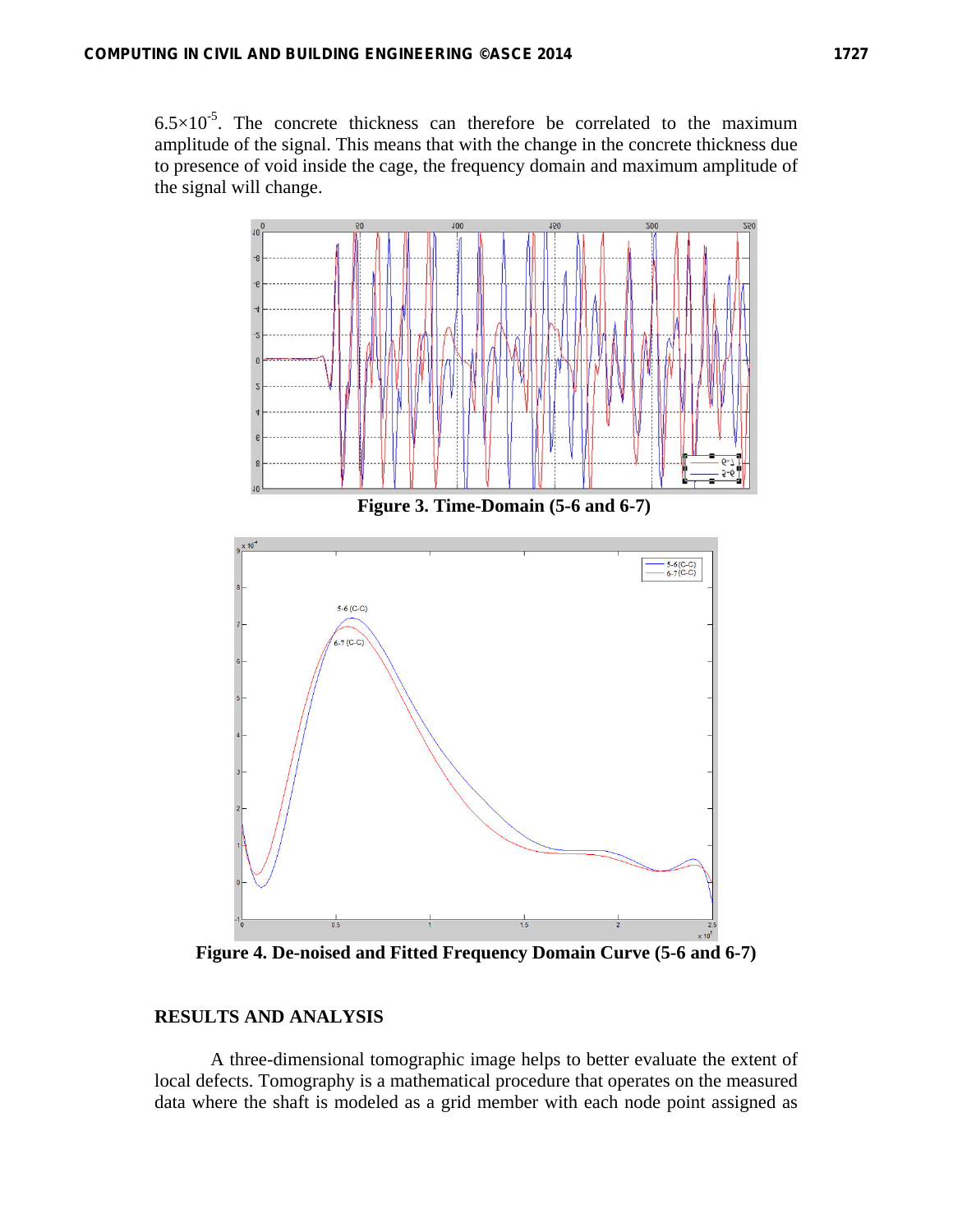$6.5 \times 10^{-5}$. The concrete thickness can therefore be correlated to the maximum amplitude of the signal. This means that with the change in the concrete thickness due to presence of void inside the cage, the frequency domain and maximum amplitude of the signal will change.

**Figure 3. Time-Domain (5-6 and 6-7)**

**Figure 4. De-noised and Fitted Frequency Domain Curve (5-6 and 6-7)**

## RESULTS AND ANALYSIS

A three-dimensional tomographic image helps to better evaluate the extent of local defects. Tomography is a mathematical procedure that operates on the measured data where the shaft is modeled as a grid member with each node point assigned as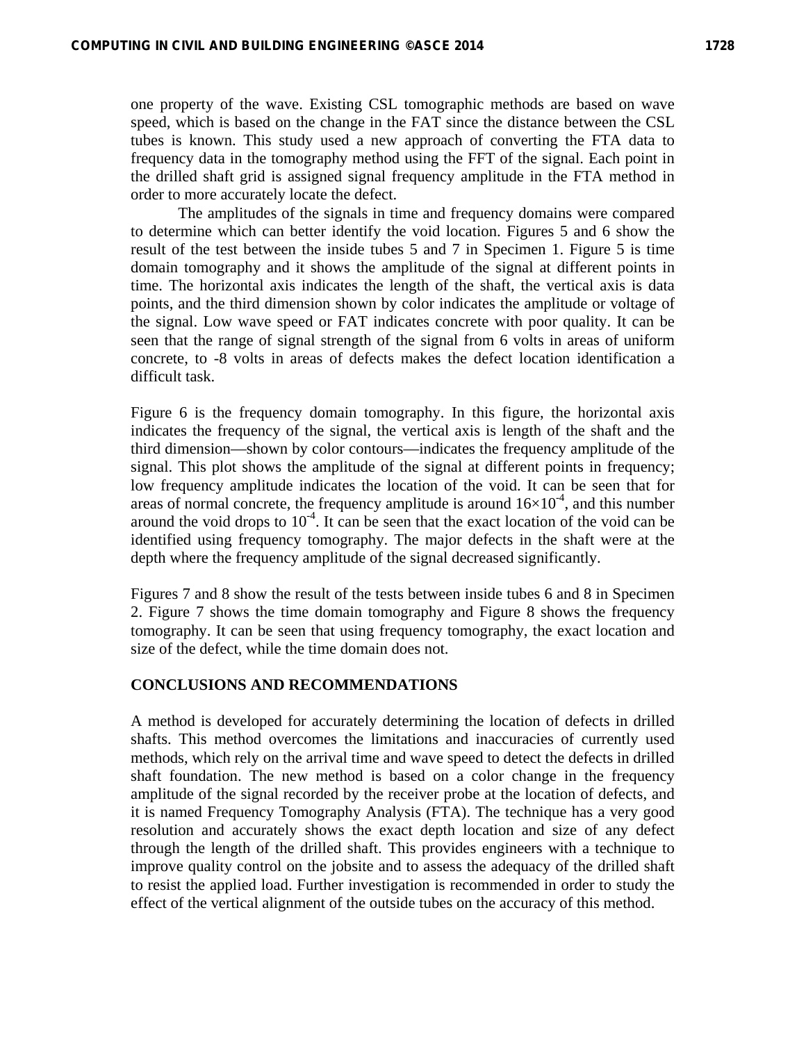one property of the wave. Existing CSL tomographic methods are based on wave speed, which is based on the change in the FAT since the distance between the CSL tubes is known. This study used a new approach of converting the FTA data to frequency data in the tomography method using the FFT of the signal. Each point in the drilled shaft grid is assigned signal frequency amplitude in the FTA method in order to more accurately locate the defect.

The amplitudes of the signals in time and frequency domains were compared to determine which can better identify the void location. Figures 5 and 6 show the result of the test between the inside tubes 5 and 7 in Specimen 1. Figure 5 is time domain tomography and it shows the amplitude of the signal at different points in time. The horizontal axis indicates the length of the shaft, the vertical axis is data points, and the third dimension shown by color indicates the amplitude or voltage of the signal. Low wave speed or FAT indicates concrete with poor quality. It can be seen that the range of signal strength of the signal from 6 volts in areas of uniform concrete, to -8 volts in areas of defects makes the defect location identification a difficult task.

Figure 6 is the frequency domain tomography. In this figure, the horizontal axis indicates the frequency of the signal, the vertical axis is length of the shaft and the third dimension—shown by color contours—indicates the frequency amplitude of the signal. This plot shows the amplitude of the signal at different points in frequency; low frequency amplitude indicates the location of the void. It can be seen that for areas of normal concrete, the frequency amplitude is around $16\times10^{-4}$, and this number around the void drops to $10^{-4}$. It can be seen that the exact location of the void can be identified using frequency tomography. The major defects in the shaft were at the depth where the frequency amplitude of the signal decreased significantly.

Figures 7 and 8 show the result of the tests between inside tubes 6 and 8 in Specimen 2. Figure 7 shows the time domain tomography and Figure 8 shows the frequency tomography. It can be seen that using frequency tomography, the exact location and size of the defect, while the time domain does not.

## CONCLUSIONS AND RECOMMENDATIONS

A method is developed for accurately determining the location of defects in drilled shafts. This method overcomes the limitations and inaccuracies of currently used methods, which rely on the arrival time and wave speed to detect the defects in drilled shaft foundation. The new method is based on a color change in the frequency amplitude of the signal recorded by the receiver probe at the location of defects, and it is named Frequency Tomography Analysis (FTA). The technique has a very good resolution and accurately shows the exact depth location and size of any defect through the length of the drilled shaft. This provides engineers with a technique to improve quality control on the jobsite and to assess the adequacy of the drilled shaft to resist the applied load. Further investigation is recommended in order to study the effect of the vertical alignment of the outside tubes on the accuracy of this method.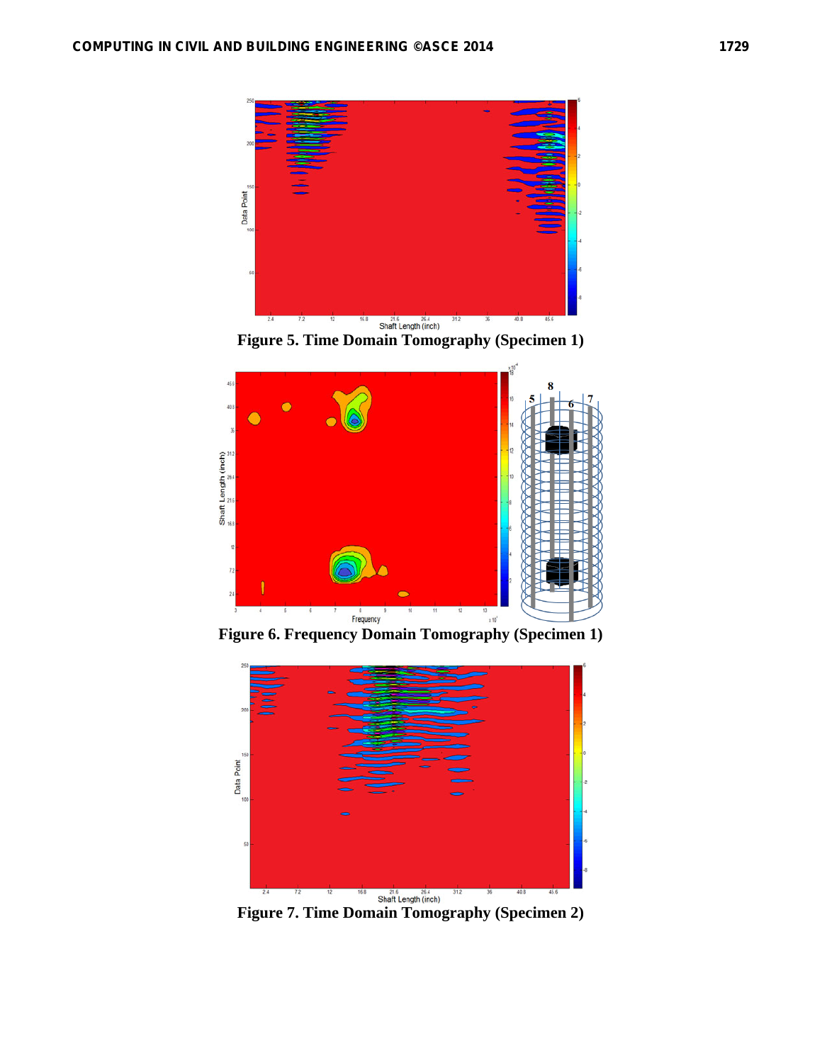Figure 5. Time Domain Tomography (Specimen 1)

Figure 6. Frequency Domain Tomography (Specimen 1)

Figure 7. Time Domain Tomography (Specimen 2)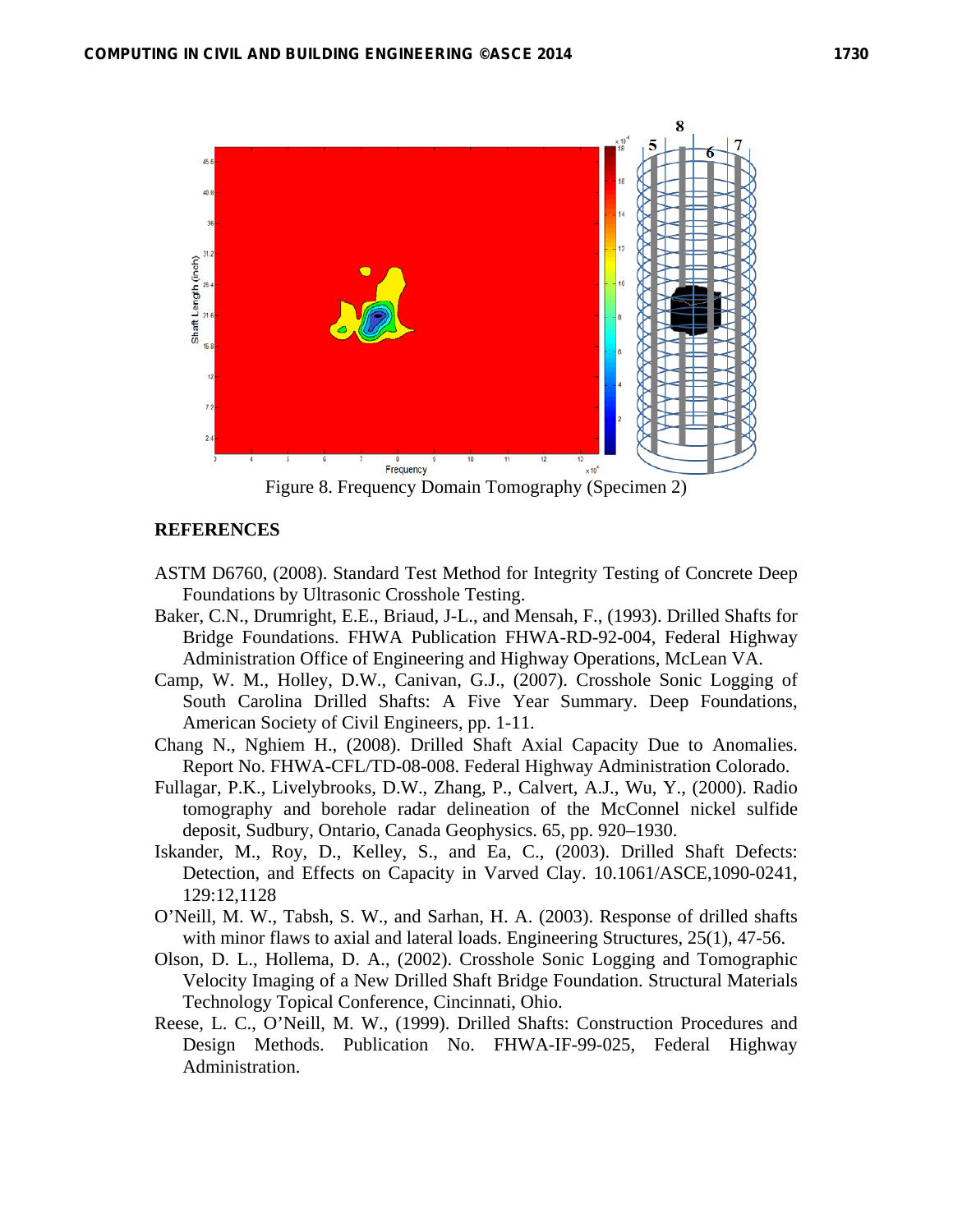Shaft Length (inch)

45.6

40.8

36

31.2

26.4

21.6

16.8

12

7.2

2.4

3 4 5 6 7 8 9 10 11 12 13

Frequency

x 10[4]

x 10[-4]

18

16

14

12

10

8

6

4

2

8

5

6

7

Figure 8. Frequency Domain Tomography (Specimen 2)

## REFERENCES

ASTM D6760, (2008). Standard Test Method for Integrity Testing of Concrete Deep Foundations by Ultrasonic Crosshole Testing.

Baker, C.N., Drumright, E.E., Briaud, J-L., and Mensah, F., (1993). Drilled Shafts for Bridge Foundations. FHWA Publication FHWA-RD-92-004, Federal Highway Administration Office of Engineering and Highway Operations, McLean VA.

Camp, W. M., Holley, D.W., Canivan, G.J., (2007). Crosshole Sonic Logging of South Carolina Drilled Shafts: A Five Year Summary. Deep Foundations, American Society of Civil Engineers, pp. 1-11.

Chang N., Nghiem H., (2008). Drilled Shaft Axial Capacity Due to Anomalies. Report No. FHWA-CFL/TD-08-008. Federal Highway Administration Colorado.

Fullagar, P.K., Livelybrooks, D.W., Zhang, P., Calvert, A.J., Wu, Y., (2000). Radio tomography and borehole radar delineation of the McConnel nickel sulfide deposit, Sudbury, Ontario, Canada Geophysics. 65, pp. 920–1930.

Iskander, M., Roy, D., Kelley, S., and Ea, C., (2003). Drilled Shaft Defects: Detection, and Effects on Capacity in Varved Clay. 10.1061/ASCE,1090-0241, 129:12,1128

O'Neill, M. W., Tabsh, S. W., and Sarhan, H. A. (2003). Response of drilled shafts with minor flaws to axial and lateral loads. Engineering Structures, 25(1), 47-56.

Olson, D. L., Hollema, D. A., (2002). Crosshole Sonic Logging and Tomographic Velocity Imaging of a New Drilled Shaft Bridge Foundation. Structural Materials Technology Topical Conference, Cincinnati, Ohio.

Reese, L. C., O'Neill, M. W., (1999). Drilled Shafts: Construction Procedures and Design Methods. Publication No. FHWA-IF-99-025, Federal Highway Administration.